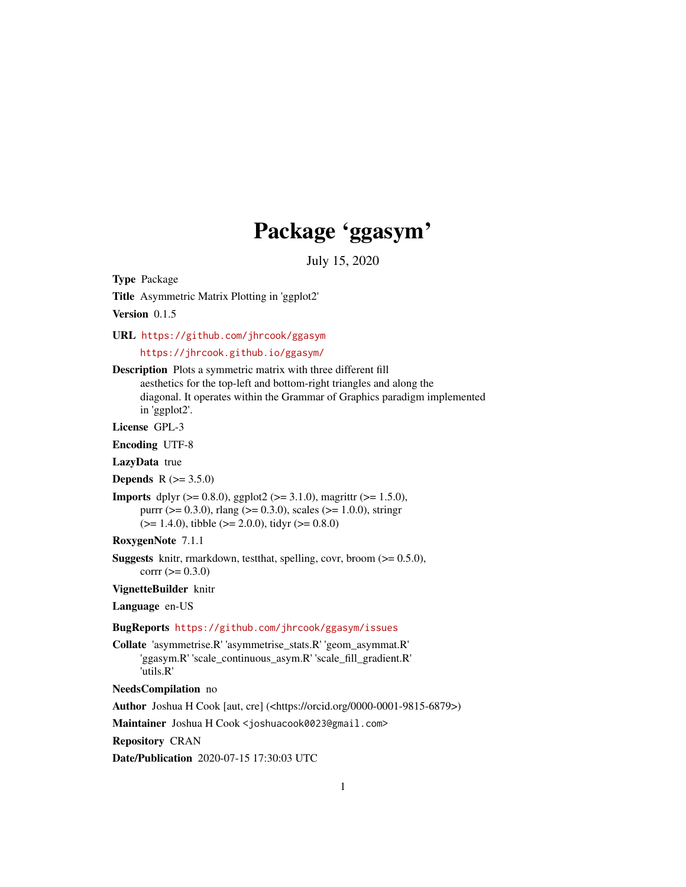# Package 'ggasym'

July 15, 2020

**Type** Package

**Title** Asymmetric Matrix Plotting in 'ggplot2'

**Version** 0.1.5

**URL** https://github.com/jhrcook/ggasym
https://jhrcook.github.io/ggasym/

**Description** Plots a symmetric matrix with three different fill aesthetics for the top-left and bottom-right triangles and along the diagonal. It operates within the Grammar of Graphics paradigm implemented in 'ggplot2'.

**License** GPL-3

**Encoding** UTF-8

**LazyData** true

**Depends** R (>= 3.5.0)

**Imports** dplyr (>= 0.8.0), ggplot2 (>= 3.1.0), magrittr (>= 1.5.0), purrr (>= 0.3.0), rlang (>= 0.3.0), scales (>= 1.0.0), stringr (>= 1.4.0), tibble (>= 2.0.0), tidyr (>= 0.8.0)

**RoxygenNote** 7.1.1

**Suggests** knitr, rmarkdown, testthat, spelling, covr, broom (>= 0.5.0), corrr (>= 0.3.0)

**VignetteBuilder** knitr

**Language** en-US

**BugReports** https://github.com/jhrcook/ggasym/issues

**Collate** 'asymmetrise.R' 'asymmetrise_stats.R' 'geom_asymmat.R' 'ggasym.R' 'scale_continuous_asym.R' 'scale_fill_gradient.R' 'utils.R'

**NeedsCompilation** no

**Author** Joshua H Cook [aut, cre] (<https://orcid.org/0000-0001-9815-6879>)

**Maintainer** Joshua H Cook <joshuacook0023@gmail.com>

**Repository** CRAN

**Date/Publication** 2020-07-15 17:30:03 UTC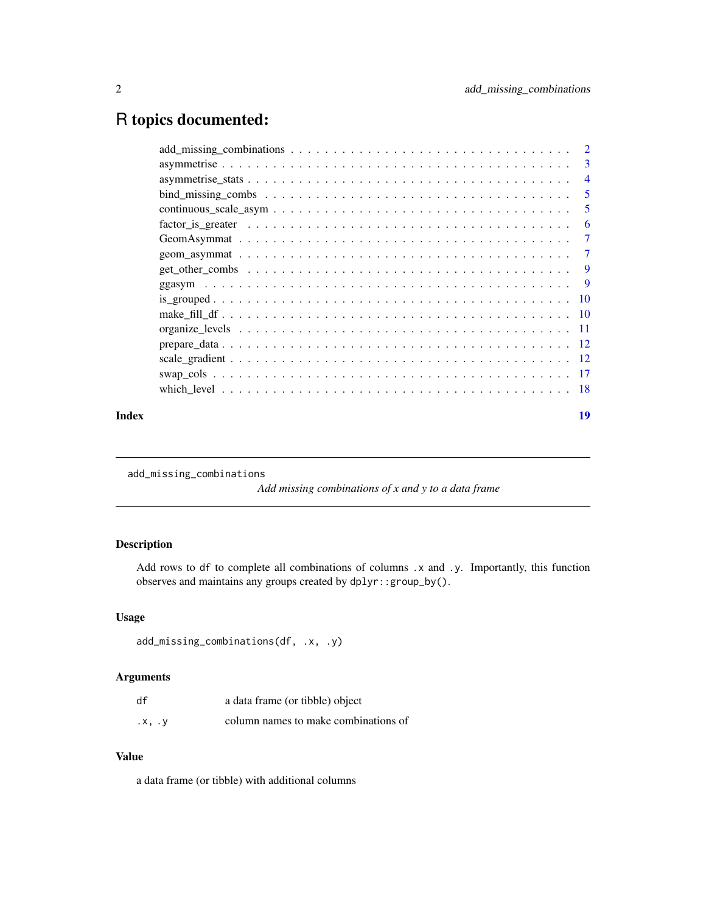# R topics documented:

| | |
|---|---|
| add_missing_combinations | 2 |
| asymmetrise | 3 |
| asymmetrise_stats | 4 |
| bind_missing_combs | 5 |
| continuous_scale_asym | 5 |
| factor_is_greater | 6 |
| GeomAsymmat | 7 |
| geom_asymmat | 7 |
| get_other_combs | 9 |
| ggasym | 9 |
| is_grouped | 10 |
| make_fill_df | 10 |
| organize_levels | 11 |
| prepare_data | 12 |
| scale_gradient | 12 |
| swap_cols | 17 |
| which_level | 18 |

**Index** **19**

---

`add_missing_combinations` *Add missing combinations of x and y to a data frame*

---

## Description

Add rows to `df` to complete all combinations of columns `.x` and `.y`. Importantly, this function observes and maintains any groups created by `dplyr::group_by()`.

## Usage

```
add_missing_combinations(df, .x, .y)
```

## Arguments

| | |
|---|---|
| `df` | a data frame (or tibble) object |
| `.x, .y` | column names to make combinations of |

## Value

a data frame (or tibble) with additional columns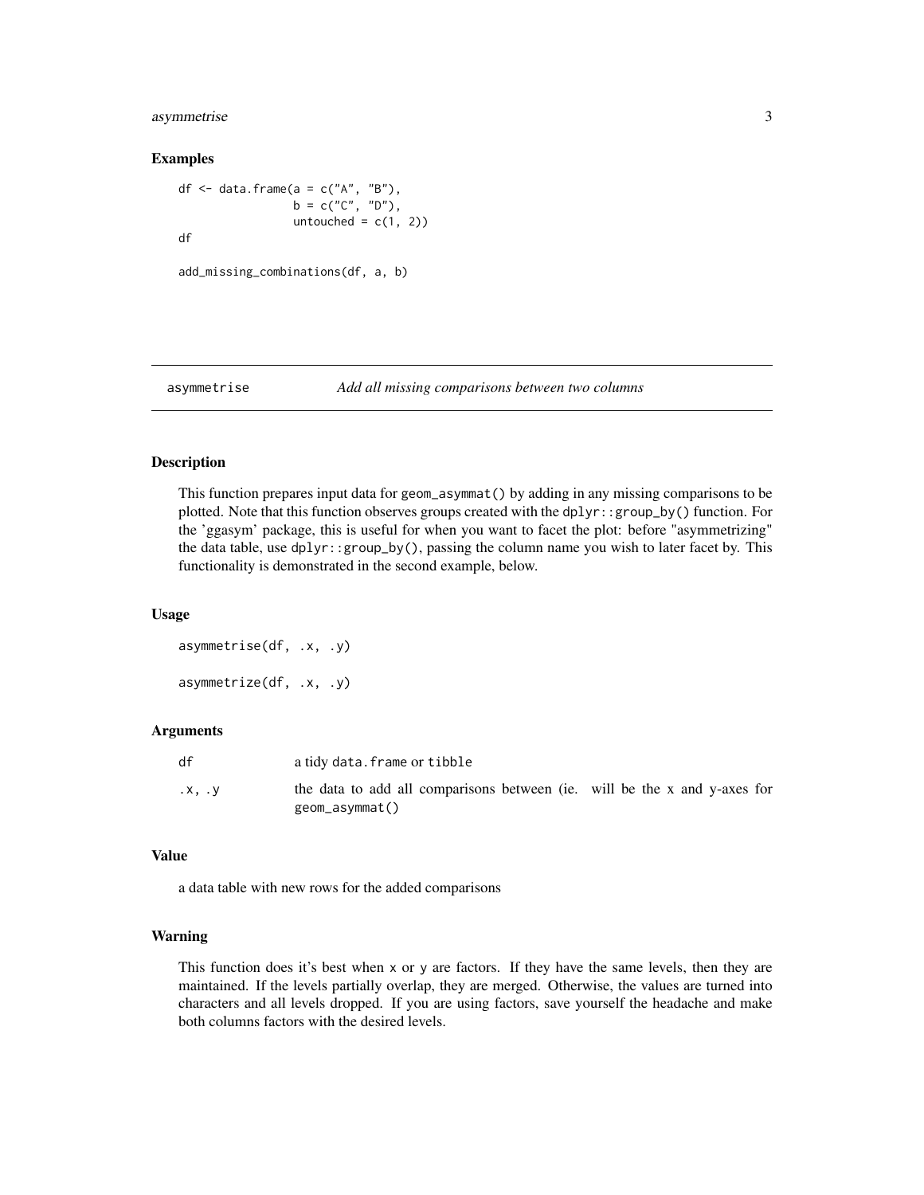## Examples

```
df <- data.frame(a = c("A", "B"),
                 b = c("C", "D"),
                 untouched = c(1, 2))
df

add_missing_combinations(df, a, b)
```

---

## asymmetrise — *Add all missing comparisons between two columns*

### Description

This function prepares input data for `geom_asymmat()` by adding in any missing comparisons to be plotted. Note that this function observes groups created with the `dplyr::group_by()` function. For the 'ggasym' package, this is useful for when you want to facet the plot: before "asymmetrizing" the data table, use `dplyr::group_by()`, passing the column name you wish to later facet by. This functionality is demonstrated in the second example, below.

### Usage

```
asymmetrise(df, .x, .y)

asymmetrize(df, .x, .y)
```

### Arguments

| | |
|---|---|
| `df` | a tidy `data.frame` or `tibble` |
| `.x, .y` | the data to add all comparisons between (ie. will be the x and y-axes for `geom_asymmat()` |

### Value

a data table with new rows for the added comparisons

### Warning

This function does it's best when `x` or `y` are factors. If they have the same levels, then they are maintained. If the levels partially overlap, they are merged. Otherwise, the values are turned into characters and all levels dropped. If you are using factors, save yourself the headache and make both columns factors with the desired levels.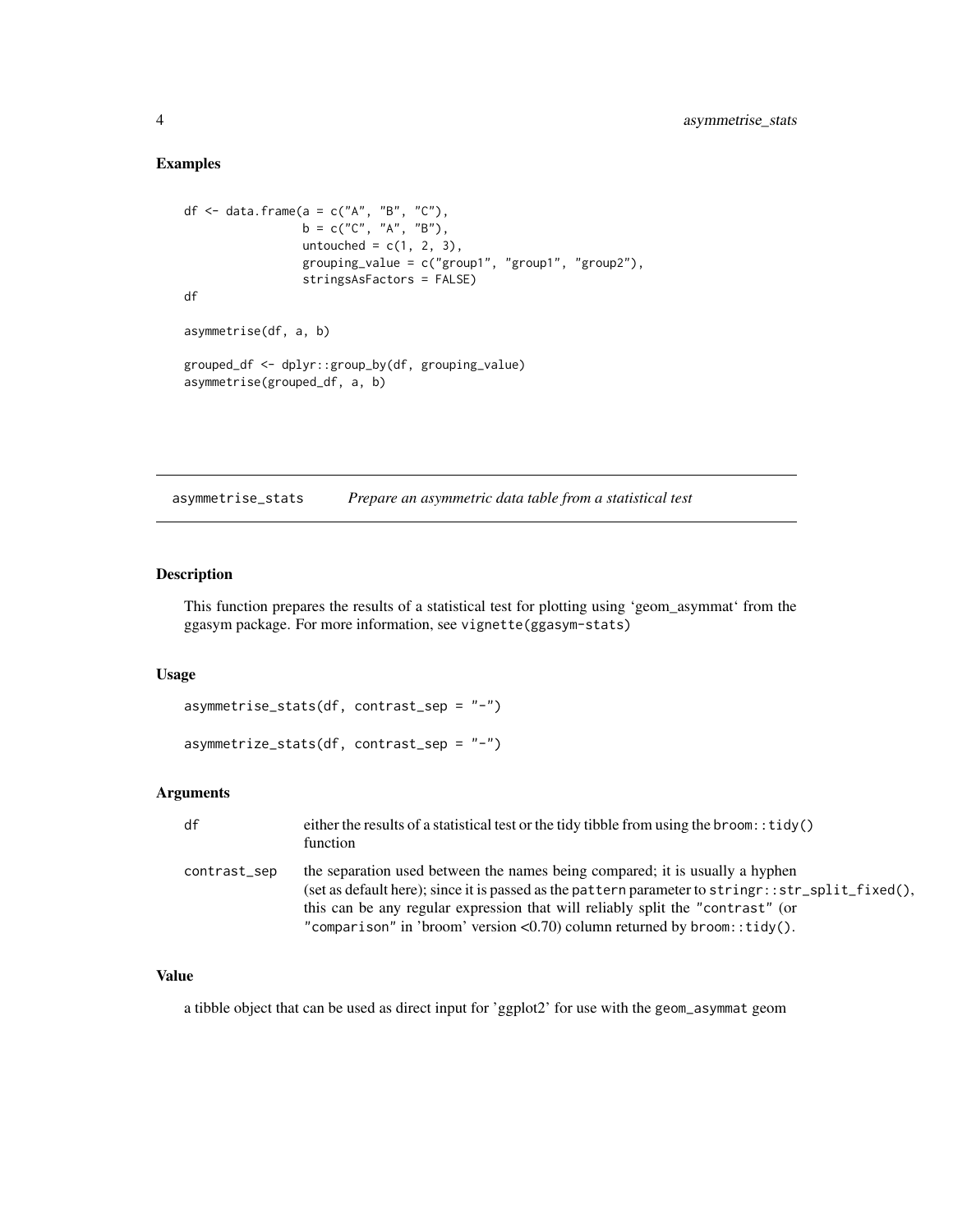## Examples

```
df <- data.frame(a = c("A", "B", "C"),
                 b = c("C", "A", "B"),
                 untouched = c(1, 2, 3),
                 grouping_value = c("group1", "group1", "group2"),
                 stringsAsFactors = FALSE)
df

asymmetrise(df, a, b)

grouped_df <- dplyr::group_by(df, grouping_value)
asymmetrise(grouped_df, a, b)
```

---

# asymmetrise_stats — *Prepare an asymmetric data table from a statistical test*

---

## Description

This function prepares the results of a statistical test for plotting using 'geom_asymmat' from the ggasym package. For more information, see `vignette(ggasym-stats)`

## Usage

```
asymmetrise_stats(df, contrast_sep = "-")

asymmetrize_stats(df, contrast_sep = "-")
```

## Arguments

| | |
|---|---|
| `df` | either the results of a statistical test or the tidy tibble from using the `broom::tidy()` function |
| `contrast_sep` | the separation used between the names being compared; it is usually a hyphen (set as default here); since it is passed as the `pattern` parameter to `stringr::str_split_fixed()`, this can be any regular expression that will reliably split the `"contrast"` (or `"comparison"` in 'broom' version <0.70) column returned by `broom::tidy()`. |

## Value

a tibble object that can be used as direct input for 'ggplot2' for use with the `geom_asymmat` geom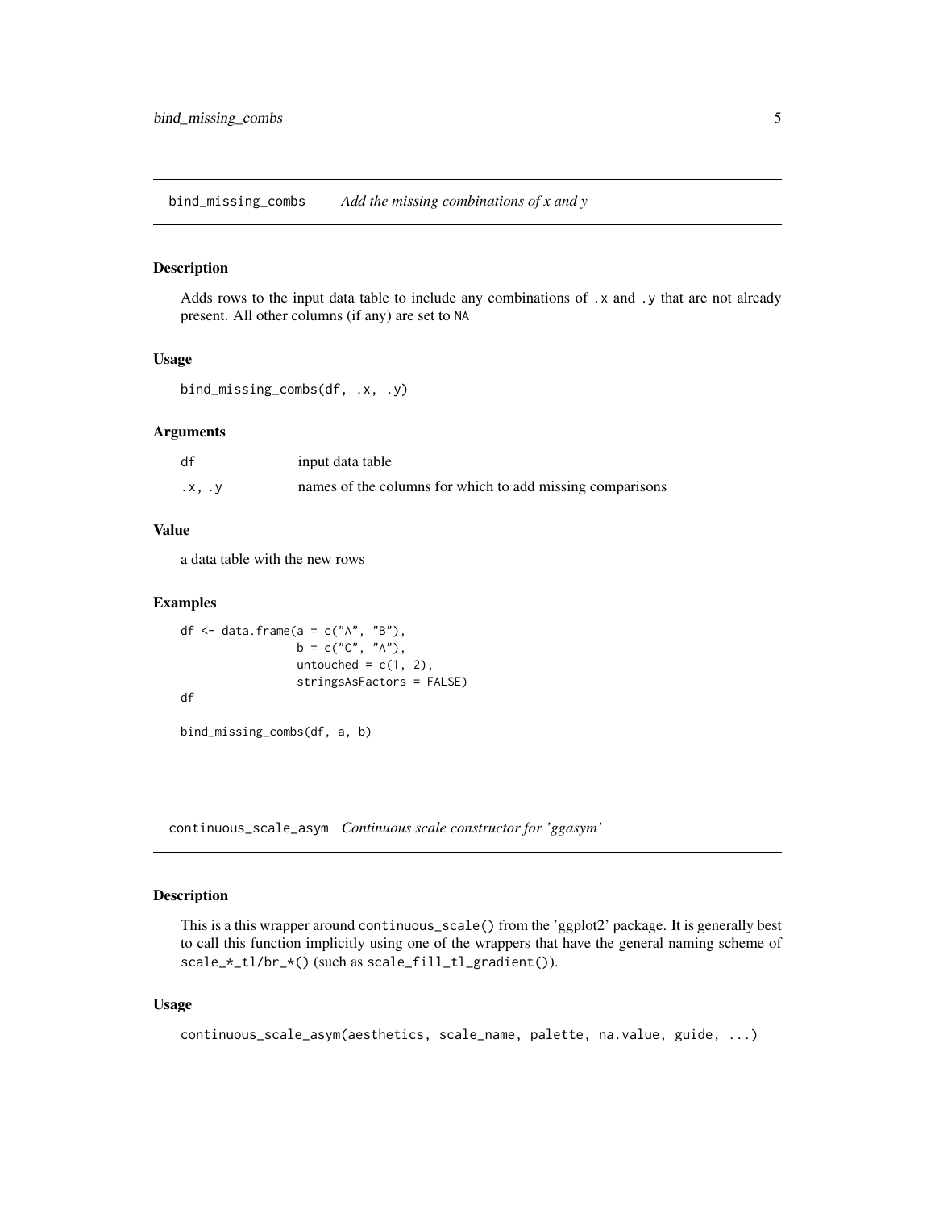## bind_missing_combs *Add the missing combinations of x and y*

### Description

Adds rows to the input data table to include any combinations of `.x` and `.y` that are not already present. All other columns (if any) are set to `NA`

### Usage

```
bind_missing_combs(df, .x, .y)
```

### Arguments

| | |
|---|---|
| `df` | input data table |
| `.x, .y` | names of the columns for which to add missing comparisons |

### Value

a data table with the new rows

### Examples

```
df <- data.frame(a = c("A", "B"),
                 b = c("C", "A"),
                 untouched = c(1, 2),
                 stringsAsFactors = FALSE)
df

bind_missing_combs(df, a, b)
```

## continuous_scale_asym *Continuous scale constructor for 'ggasym'*

### Description

This is a this wrapper around `continuous_scale()` from the 'ggplot2' package. It is generally best to call this function implicitly using one of the wrappers that have the general naming scheme of `scale_*_tl/br_*()` (such as `scale_fill_tl_gradient()`).

### Usage

```
continuous_scale_asym(aesthetics, scale_name, palette, na.value, guide, ...)
```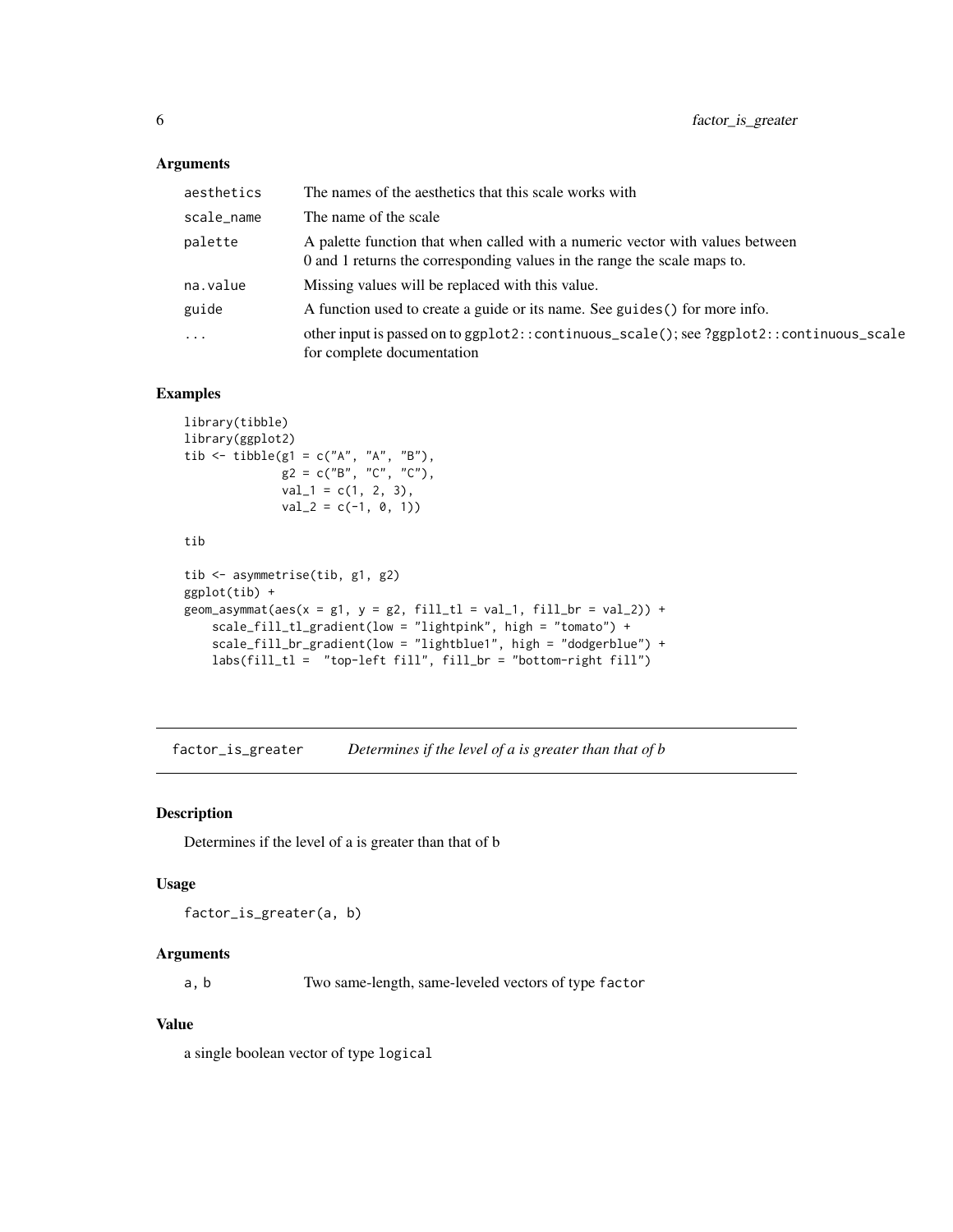### Arguments

| | |
|---|---|
| aesthetics | The names of the aesthetics that this scale works with |
| scale_name | The name of the scale |
| palette | A palette function that when called with a numeric vector with values between 0 and 1 returns the corresponding values in the range the scale maps to. |
| na.value | Missing values will be replaced with this value. |
| guide | A function used to create a guide or its name. See guides() for more info. |
| ... | other input is passed on to ggplot2::continuous_scale(); see ?ggplot2::continuous_scale for complete documentation |

### Examples

```
library(tibble)
library(ggplot2)
tib <- tibble(g1 = c("A", "A", "B"),
              g2 = c("B", "C", "C"),
              val_1 = c(1, 2, 3),
              val_2 = c(-1, 0, 1))

tib

tib <- asymmetrise(tib, g1, g2)
ggplot(tib) +
geom_asymmat(aes(x = g1, y = g2, fill_tl = val_1, fill_br = val_2)) +
    scale_fill_tl_gradient(low = "lightpink", high = "tomato") +
    scale_fill_br_gradient(low = "lightblue1", high = "dodgerblue") +
    labs(fill_tl =  "top-left fill", fill_br = "bottom-right fill")
```

---

## factor_is_greater &nbsp;&nbsp; *Determines if the level of a is greater than that of b*

---

### Description

Determines if the level of a is greater than that of b

### Usage

```
factor_is_greater(a, b)
```

### Arguments

| | |
|---|---|
| a, b | Two same-length, same-leveled vectors of type factor |

### Value

a single boolean vector of type logical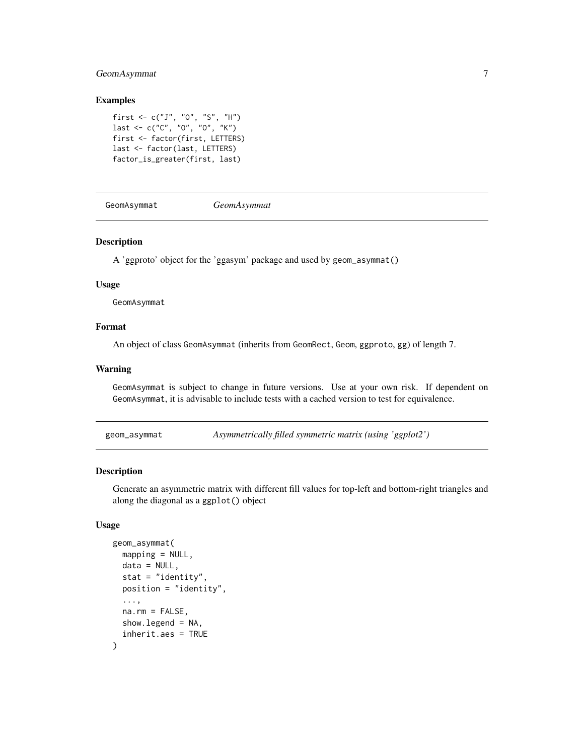### Examples

```
first <- c("J", "O", "S", "H")
last <- c("C", "O", "O", "K")
first <- factor(first, LETTERS)
last <- factor(last, LETTERS)
factor_is_greater(first, last)
```

---

## GeomAsymmat *GeomAsymmat*

---

### Description

A 'ggproto' object for the 'ggasym' package and used by geom_asymmat()

### Usage

```
GeomAsymmat
```

### Format

An object of class GeomAsymmat (inherits from GeomRect, Geom, ggproto, gg) of length 7.

### Warning

GeomAsymmat is subject to change in future versions. Use at your own risk. If dependent on GeomAsymmat, it is advisable to include tests with a cached version to test for equivalence.

---

## geom_asymmat *Asymmetrically filled symmetric matrix (using 'ggplot2')*

---

### Description

Generate an asymmetric matrix with different fill values for top-left and bottom-right triangles and along the diagonal as a ggplot() object

### Usage

```
geom_asymmat(
  mapping = NULL,
  data = NULL,
  stat = "identity",
  position = "identity",
  ...,
  na.rm = FALSE,
  show.legend = NA,
  inherit.aes = TRUE
)
```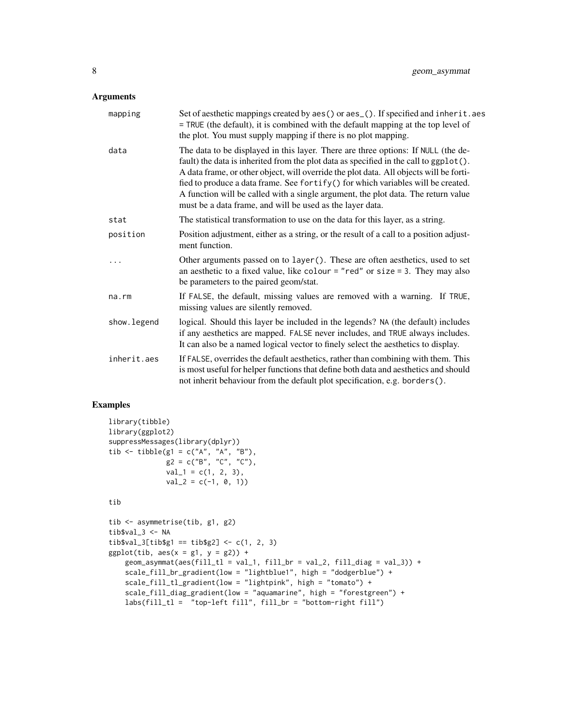## Arguments

| | |
|---|---|
| mapping | Set of aesthetic mappings created by aes() or aes_(). If specified and inherit.aes = TRUE (the default), it is combined with the default mapping at the top level of the plot. You must supply mapping if there is no plot mapping. |
| data | The data to be displayed in this layer. There are three options: If NULL (the default) the data is inherited from the plot data as specified in the call to ggplot(). A data frame, or other object, will override the plot data. All objects will be fortified to produce a data frame. See fortify() for which variables will be created. A function will be called with a single argument, the plot data. The return value must be a data frame, and will be used as the layer data. |
| stat | The statistical transformation to use on the data for this layer, as a string. |
| position | Position adjustment, either as a string, or the result of a call to a position adjustment function. |
| ... | Other arguments passed on to layer(). These are often aesthetics, used to set an aesthetic to a fixed value, like colour = "red" or size = 3. They may also be parameters to the paired geom/stat. |
| na.rm | If FALSE, the default, missing values are removed with a warning. If TRUE, missing values are silently removed. |
| show.legend | logical. Should this layer be included in the legends? NA (the default) includes if any aesthetics are mapped. FALSE never includes, and TRUE always includes. It can also be a named logical vector to finely select the aesthetics to display. |
| inherit.aes | If FALSE, overrides the default aesthetics, rather than combining with them. This is most useful for helper functions that define both data and aesthetics and should not inherit behaviour from the default plot specification, e.g. borders(). |

## Examples

```
library(tibble)
library(ggplot2)
suppressMessages(library(dplyr))
tib <- tibble(g1 = c("A", "A", "B"),
              g2 = c("B", "C", "C"),
              val_1 = c(1, 2, 3),
              val_2 = c(-1, 0, 1))

tib

tib <- asymmetrise(tib, g1, g2)
tib$val_3 <- NA
tib$val_3[tib$g1 == tib$g2] <- c(1, 2, 3)
ggplot(tib, aes(x = g1, y = g2)) +
    geom_asymmat(aes(fill_tl = val_1, fill_br = val_2, fill_diag = val_3)) +
    scale_fill_br_gradient(low = "lightblue1", high = "dodgerblue") +
    scale_fill_tl_gradient(low = "lightpink", high = "tomato") +
    scale_fill_diag_gradient(low = "aquamarine", high = "forestgreen") +
    labs(fill_tl =  "top-left fill", fill_br = "bottom-right fill")
```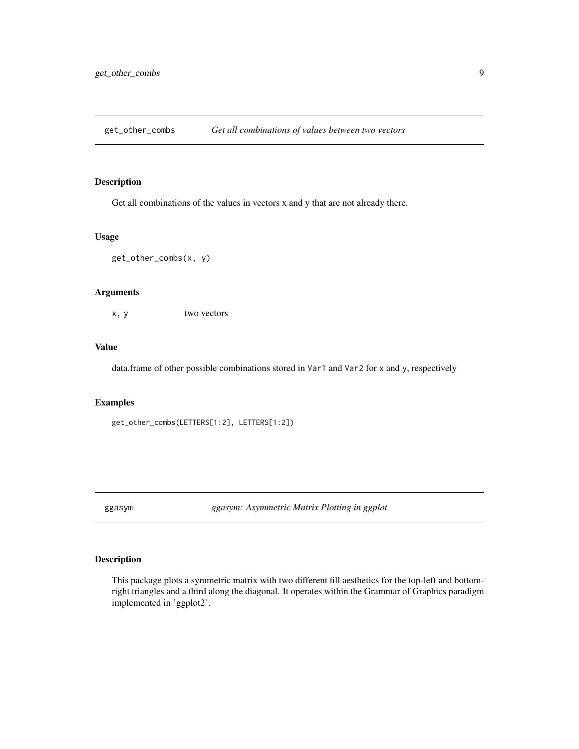## get_other_combs *Get all combinations of values between two vectors*

### Description

Get all combinations of the values in vectors x and y that are not already there.

### Usage

```
get_other_combs(x, y)
```

### Arguments

| | |
|---|---|
| x, y | two vectors |

### Value

data.frame of other possible combinations stored in `Var1` and `Var2` for `x` and `y`, respectively

### Examples

```
get_other_combs(LETTERS[1:2], LETTERS[1:2])
```

## ggasym *ggasym: Asymmetric Matrix Plotting in ggplot*

### Description

This package plots a symmetric matrix with two different fill aesthetics for the top-left and bottom-right triangles and a third along the diagonal. It operates within the Grammar of Graphics paradigm implemented in 'ggplot2'.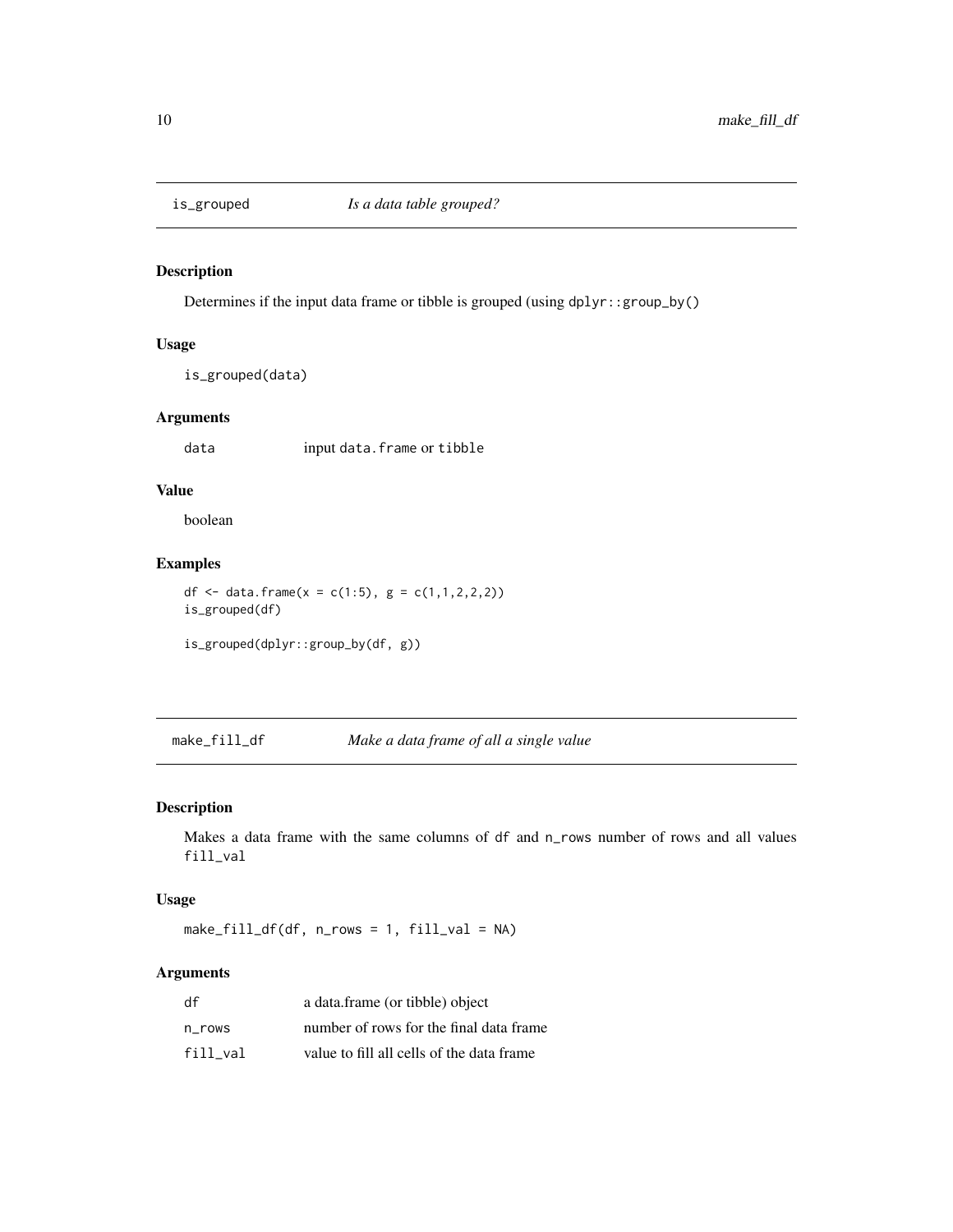## is_grouped — *Is a data table grouped?*

### Description

Determines if the input data frame or tibble is grouped (using `dplyr::group_by()`

### Usage

```
is_grouped(data)
```

### Arguments

| | |
|---|---|
| `data` | input `data.frame` or `tibble` |

### Value

boolean

### Examples

```
df <- data.frame(x = c(1:5), g = c(1,1,2,2,2))
is_grouped(df)

is_grouped(dplyr::group_by(df, g))
```

## make_fill_df — *Make a data frame of all a single value*

### Description

Makes a data frame with the same columns of `df` and `n_rows` number of rows and all values `fill_val`

### Usage

```
make_fill_df(df, n_rows = 1, fill_val = NA)
```

### Arguments

| | |
|---|---|
| `df` | a data.frame (or tibble) object |
| `n_rows` | number of rows for the final data frame |
| `fill_val` | value to fill all cells of the data frame |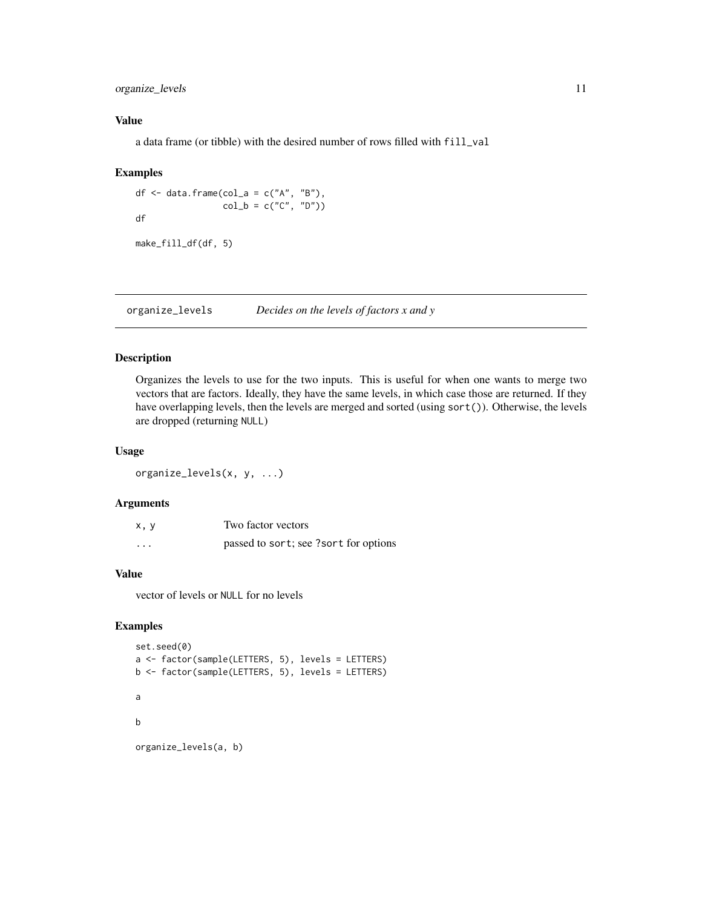### Value

a data frame (or tibble) with the desired number of rows filled with `fill_val`

### Examples

```
df <- data.frame(col_a = c("A", "B"),
                 col_b = c("C", "D"))
df

make_fill_df(df, 5)
```

---

## organize_levels    *Decides on the levels of factors x and y*

---

### Description

Organizes the levels to use for the two inputs. This is useful for when one wants to merge two vectors that are factors. Ideally, they have the same levels, in which case those are returned. If they have overlapping levels, then the levels are merged and sorted (using `sort()`). Otherwise, the levels are dropped (returning `NULL`)

### Usage

```
organize_levels(x, y, ...)
```

### Arguments

| | |
|---|---|
| x, y | Two factor vectors |
| ... | passed to `sort`; see `?sort` for options |

### Value

vector of levels or `NULL` for no levels

### Examples

```
set.seed(0)
a <- factor(sample(LETTERS, 5), levels = LETTERS)
b <- factor(sample(LETTERS, 5), levels = LETTERS)

a

b

organize_levels(a, b)
```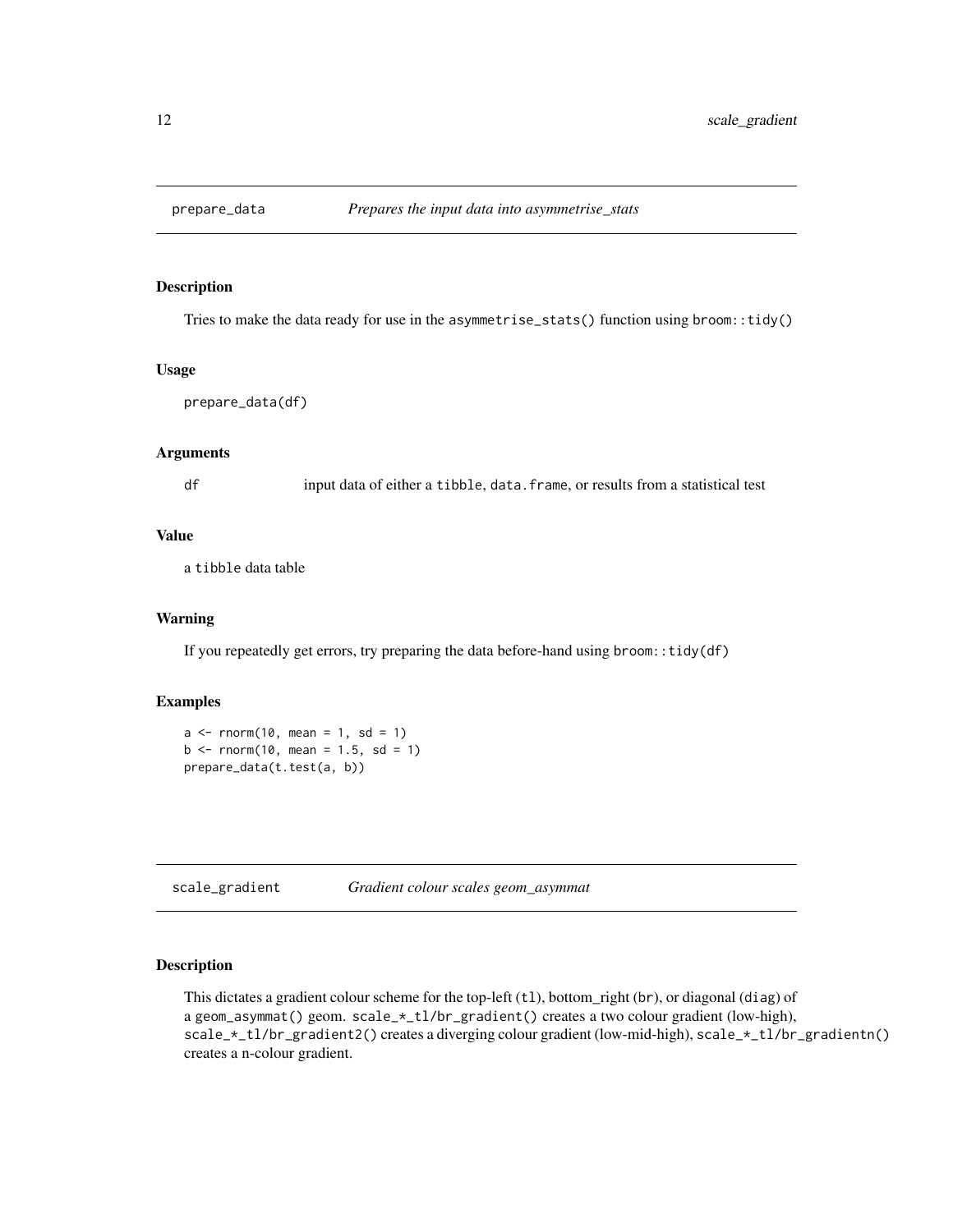## prepare_data *Prepares the input data into asymmetrise_stats*

### Description

Tries to make the data ready for use in the `asymmetrise_stats()` function using `broom::tidy()`

### Usage

```
prepare_data(df)
```

### Arguments

| | |
|---|---|
| df | input data of either a `tibble`, `data.frame`, or results from a statistical test |

### Value

a `tibble` data table

### Warning

If you repeatedly get errors, try preparing the data before-hand using `broom::tidy(df)`

### Examples

```
a <- rnorm(10, mean = 1, sd = 1)
b <- rnorm(10, mean = 1.5, sd = 1)
prepare_data(t.test(a, b))
```

## scale_gradient *Gradient colour scales geom_asymmat*

### Description

This dictates a gradient colour scheme for the top-left (`tl`), bottom_right (`br`), or diagonal (`diag`) of a `geom_asymmat()` geom. `scale_*_tl/br_gradient()` creates a two colour gradient (low-high), `scale_*_tl/br_gradient2()` creates a diverging colour gradient (low-mid-high), `scale_*_tl/br_gradientn()` creates a n-colour gradient.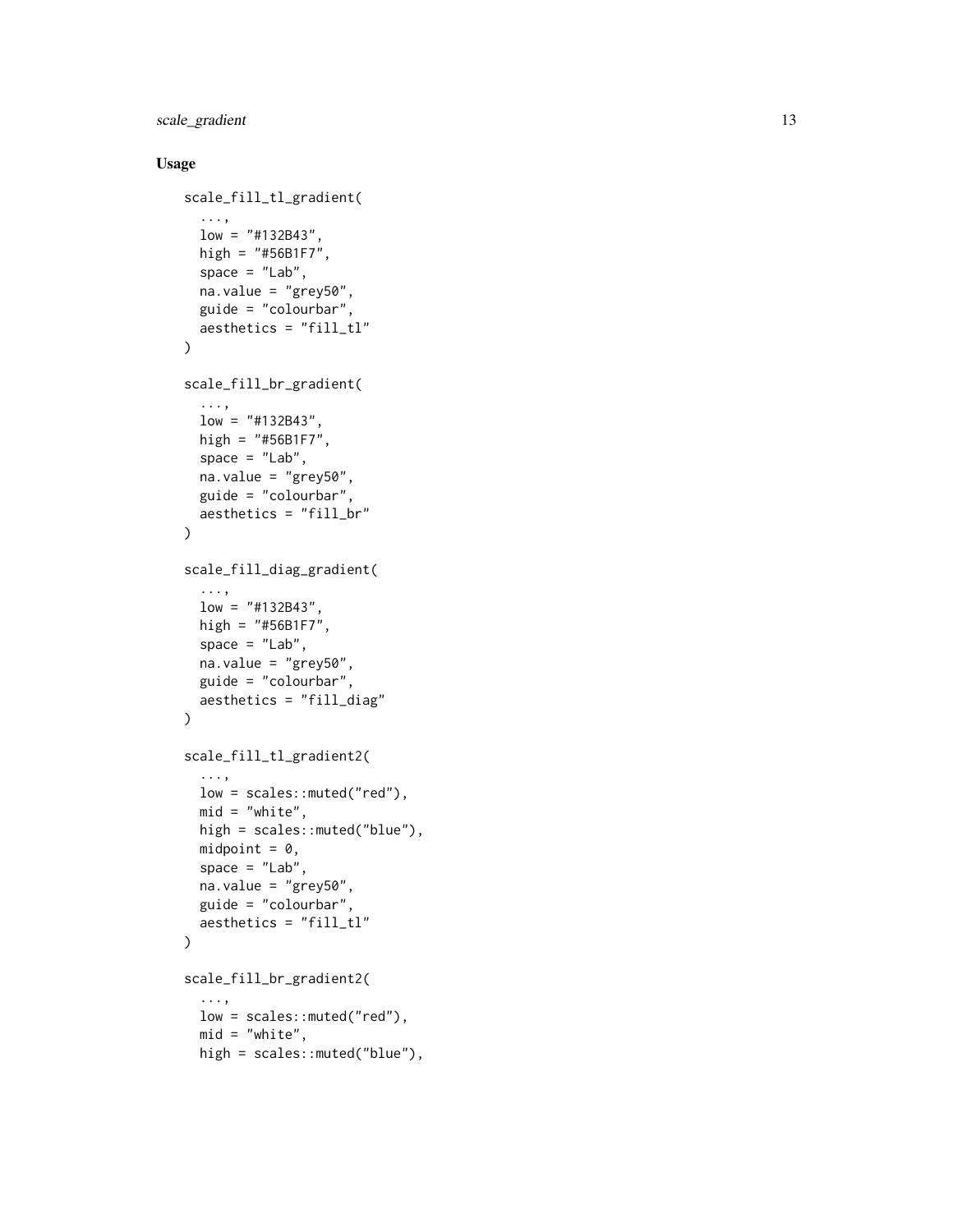## Usage

```
scale_fill_tl_gradient(
  ...,
  low = "#132B43",
  high = "#56B1F7",
  space = "Lab",
  na.value = "grey50",
  guide = "colourbar",
  aesthetics = "fill_tl"
)

scale_fill_br_gradient(
  ...,
  low = "#132B43",
  high = "#56B1F7",
  space = "Lab",
  na.value = "grey50",
  guide = "colourbar",
  aesthetics = "fill_br"
)

scale_fill_diag_gradient(
  ...,
  low = "#132B43",
  high = "#56B1F7",
  space = "Lab",
  na.value = "grey50",
  guide = "colourbar",
  aesthetics = "fill_diag"
)

scale_fill_tl_gradient2(
  ...,
  low = scales::muted("red"),
  mid = "white",
  high = scales::muted("blue"),
  midpoint = 0,
  space = "Lab",
  na.value = "grey50",
  guide = "colourbar",
  aesthetics = "fill_tl"
)

scale_fill_br_gradient2(
  ...,
  low = scales::muted("red"),
  mid = "white",
  high = scales::muted("blue"),
```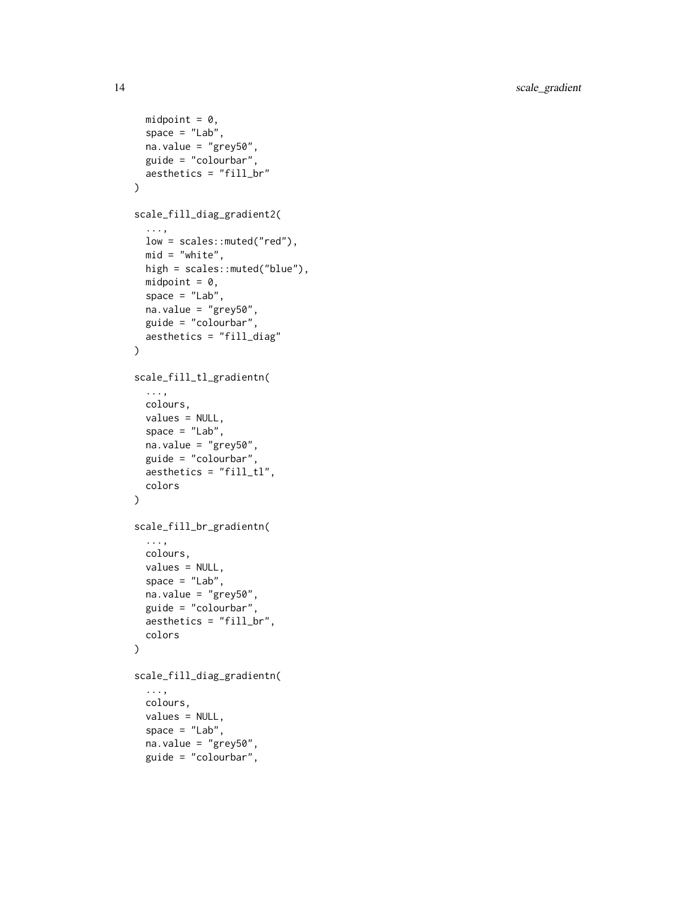```
  midpoint = 0,
  space = "Lab",
  na.value = "grey50",
  guide = "colourbar",
  aesthetics = "fill_br"
)

scale_fill_diag_gradient2(
  ...,
  low = scales::muted("red"),
  mid = "white",
  high = scales::muted("blue"),
  midpoint = 0,
  space = "Lab",
  na.value = "grey50",
  guide = "colourbar",
  aesthetics = "fill_diag"
)

scale_fill_tl_gradientn(
  ...,
  colours,
  values = NULL,
  space = "Lab",
  na.value = "grey50",
  guide = "colourbar",
  aesthetics = "fill_tl",
  colors
)

scale_fill_br_gradientn(
  ...,
  colours,
  values = NULL,
  space = "Lab",
  na.value = "grey50",
  guide = "colourbar",
  aesthetics = "fill_br",
  colors
)

scale_fill_diag_gradientn(
  ...,
  colours,
  values = NULL,
  space = "Lab",
  na.value = "grey50",
  guide = "colourbar",
```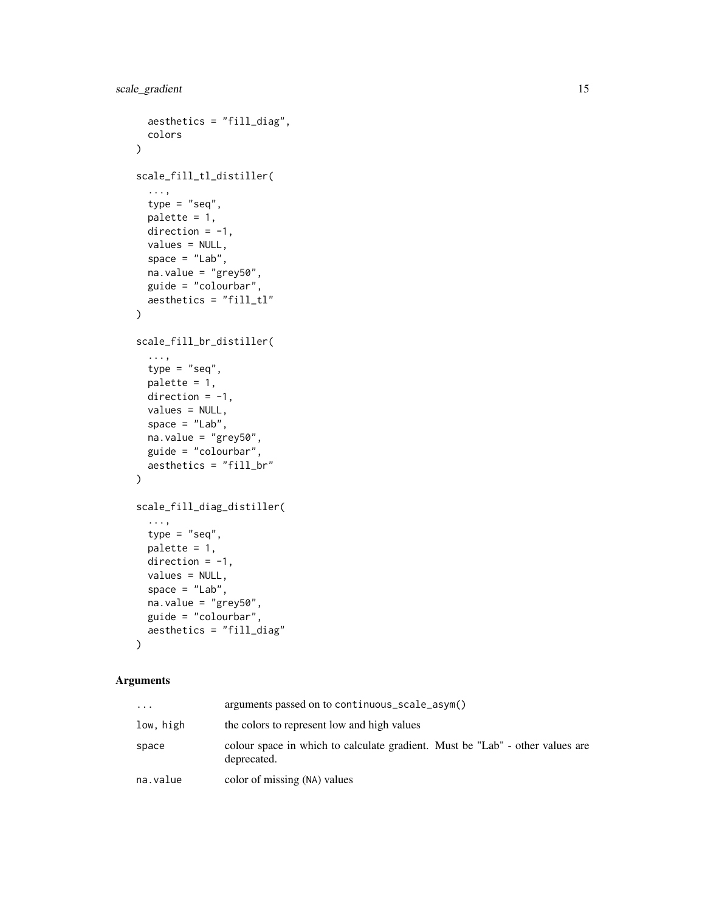```
  aesthetics = "fill_diag",
  colors
)

scale_fill_tl_distiller(
  ...,
  type = "seq",
  palette = 1,
  direction = -1,
  values = NULL,
  space = "Lab",
  na.value = "grey50",
  guide = "colourbar",
  aesthetics = "fill_tl"
)

scale_fill_br_distiller(
  ...,
  type = "seq",
  palette = 1,
  direction = -1,
  values = NULL,
  space = "Lab",
  na.value = "grey50",
  guide = "colourbar",
  aesthetics = "fill_br"
)

scale_fill_diag_distiller(
  ...,
  type = "seq",
  palette = 1,
  direction = -1,
  values = NULL,
  space = "Lab",
  na.value = "grey50",
  guide = "colourbar",
  aesthetics = "fill_diag"
)
```

## Arguments

| | |
|---|---|
| `...` | arguments passed on to `continuous_scale_asym()` |
| `low, high` | the colors to represent low and high values |
| `space` | colour space in which to calculate gradient. Must be "Lab" - other values are deprecated. |
| `na.value` | color of missing (`NA`) values |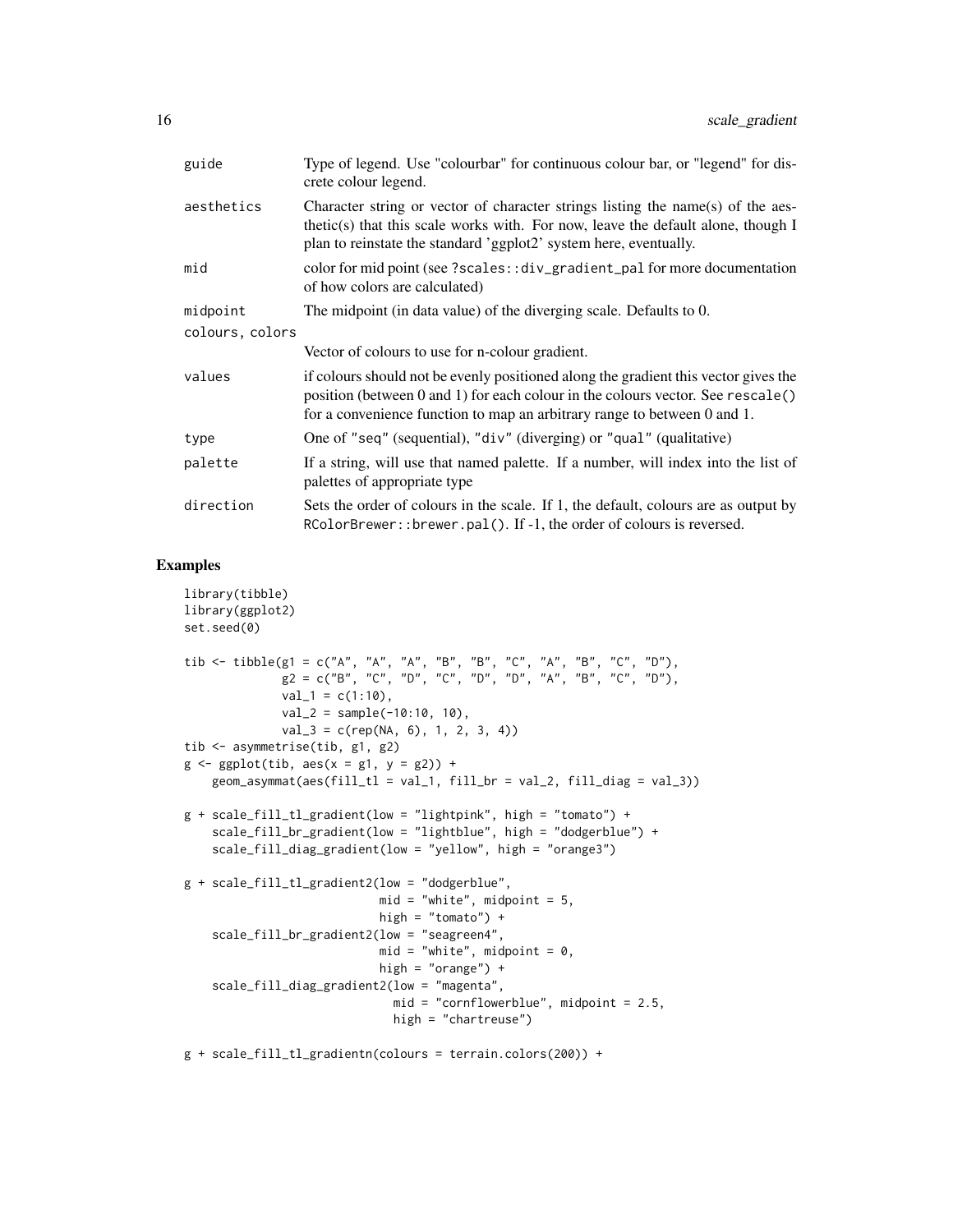| | |
|---|---|
| guide | Type of legend. Use "colourbar" for continuous colour bar, or "legend" for discrete colour legend. |
| aesthetics | Character string or vector of character strings listing the name(s) of the aesthetic(s) that this scale works with. For now, leave the default alone, though I plan to reinstate the standard 'ggplot2' system here, eventually. |
| mid | color for mid point (see `?scales::div_gradient_pal` for more documentation of how colors are calculated) |
| midpoint | The midpoint (in data value) of the diverging scale. Defaults to 0. |
| colours, colors | Vector of colours to use for n-colour gradient. |
| values | if colours should not be evenly positioned along the gradient this vector gives the position (between 0 and 1) for each colour in the colours vector. See `rescale()` for a convenience function to map an arbitrary range to between 0 and 1. |
| type | One of "seq" (sequential), "div" (diverging) or "qual" (qualitative) |
| palette | If a string, will use that named palette. If a number, will index into the list of palettes of appropriate type |
| direction | Sets the order of colours in the scale. If 1, the default, colours are as output by `RColorBrewer::brewer.pal()`. If -1, the order of colours is reversed. |

## Examples

```
library(tibble)
library(ggplot2)
set.seed(0)

tib <- tibble(g1 = c("A", "A", "A", "B", "B", "C", "A", "B", "C", "D"),
              g2 = c("B", "C", "D", "C", "D", "D", "A", "B", "C", "D"),
              val_1 = c(1:10),
              val_2 = sample(-10:10, 10),
              val_3 = c(rep(NA, 6), 1, 2, 3, 4))
tib <- asymmetrise(tib, g1, g2)
g <- ggplot(tib, aes(x = g1, y = g2)) +
    geom_asymmat(aes(fill_tl = val_1, fill_br = val_2, fill_diag = val_3))

g + scale_fill_tl_gradient(low = "lightpink", high = "tomato") +
    scale_fill_br_gradient(low = "lightblue", high = "dodgerblue") +
    scale_fill_diag_gradient(low = "yellow", high = "orange3")

g + scale_fill_tl_gradient2(low = "dodgerblue",
                            mid = "white", midpoint = 5,
                            high = "tomato") +
    scale_fill_br_gradient2(low = "seagreen4",
                            mid = "white", midpoint = 0,
                            high = "orange") +
    scale_fill_diag_gradient2(low = "magenta",
                              mid = "cornflowerblue", midpoint = 2.5,
                              high = "chartreuse")

g + scale_fill_tl_gradientn(colours = terrain.colors(200)) +
```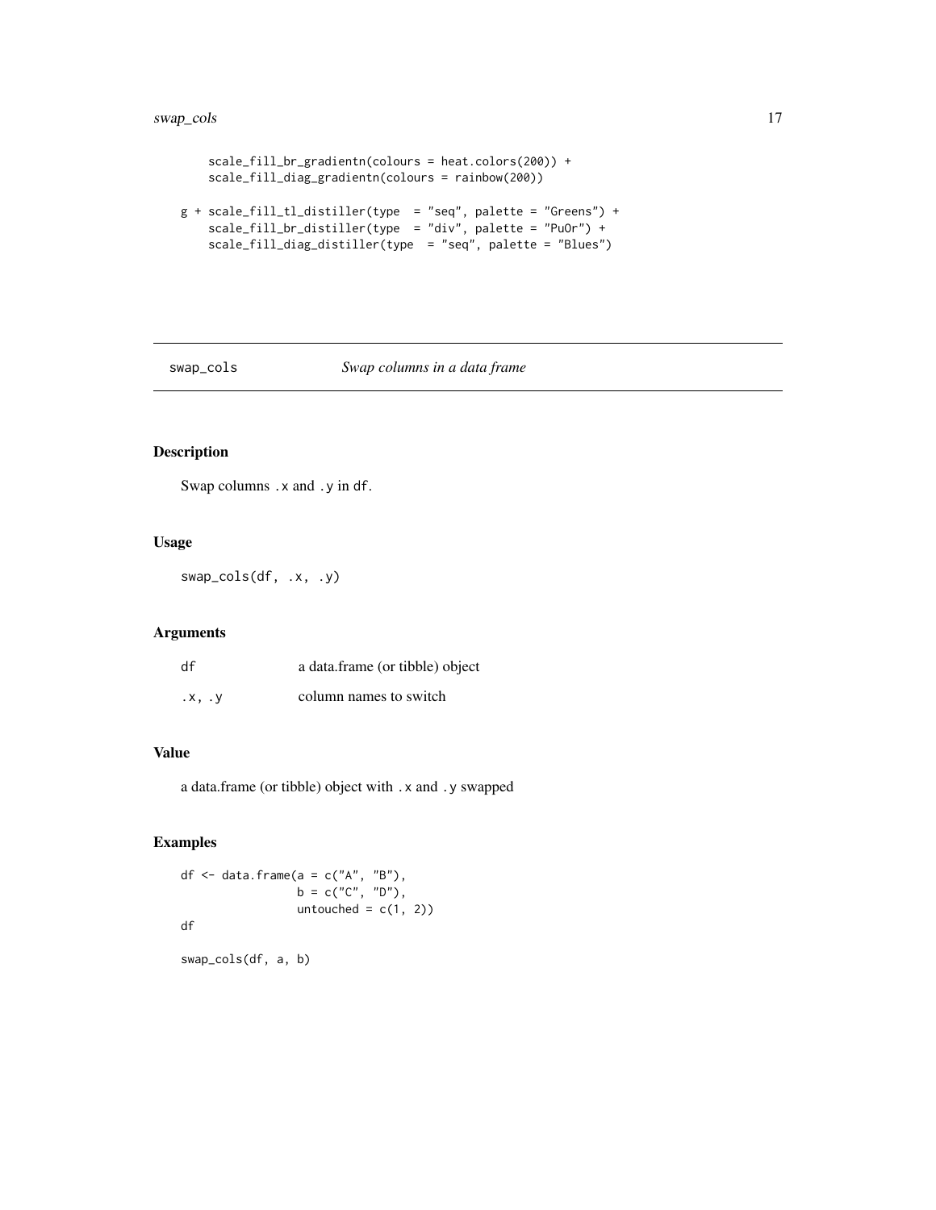```
    scale_fill_br_gradientn(colours = heat.colors(200)) +
    scale_fill_diag_gradientn(colours = rainbow(200))

g + scale_fill_tl_distiller(type  = "seq", palette = "Greens") +
    scale_fill_br_distiller(type  = "div", palette = "PuOr") +
    scale_fill_diag_distiller(type  = "seq", palette = "Blues")
```

---

## swap_cols — *Swap columns in a data frame*

### Description

Swap columns `.x` and `.y` in `df`.

### Usage

```
swap_cols(df, .x, .y)
```

### Arguments

| | |
|---|---|
| `df` | a data.frame (or tibble) object |
| `.x, .y` | column names to switch |

### Value

a data.frame (or tibble) object with `.x` and `.y` swapped

### Examples

```
df <- data.frame(a = c("A", "B"),
                 b = c("C", "D"),
                 untouched = c(1, 2))
df

swap_cols(df, a, b)
```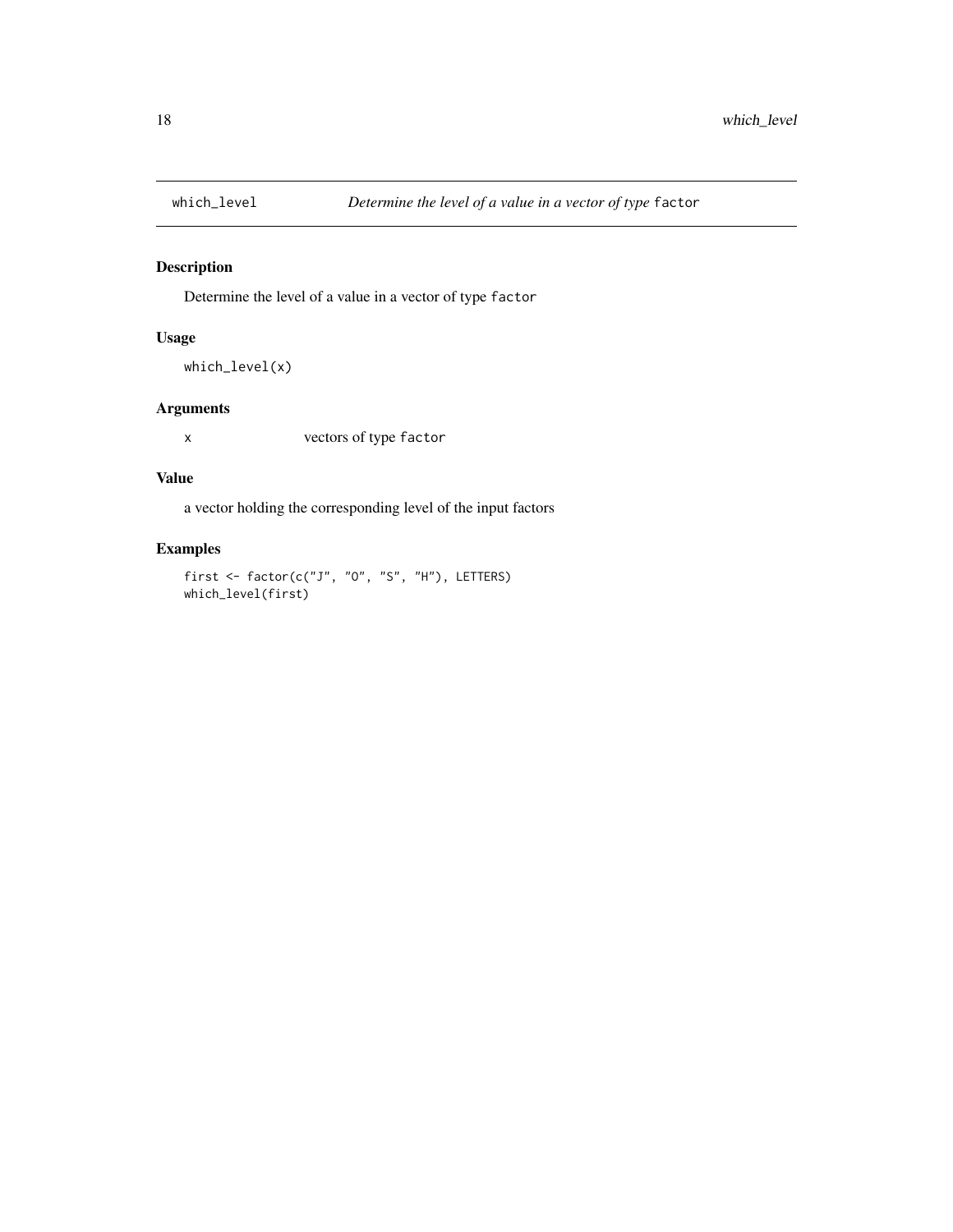## which_level — *Determine the level of a value in a vector of type* `factor`

### Description

Determine the level of a value in a vector of type `factor`

### Usage

```
which_level(x)
```

### Arguments

| | |
|---|---|
| `x` | vectors of type `factor` |

### Value

a vector holding the corresponding level of the input factors

### Examples

```
first <- factor(c("J", "O", "S", "H"), LETTERS)
which_level(first)
```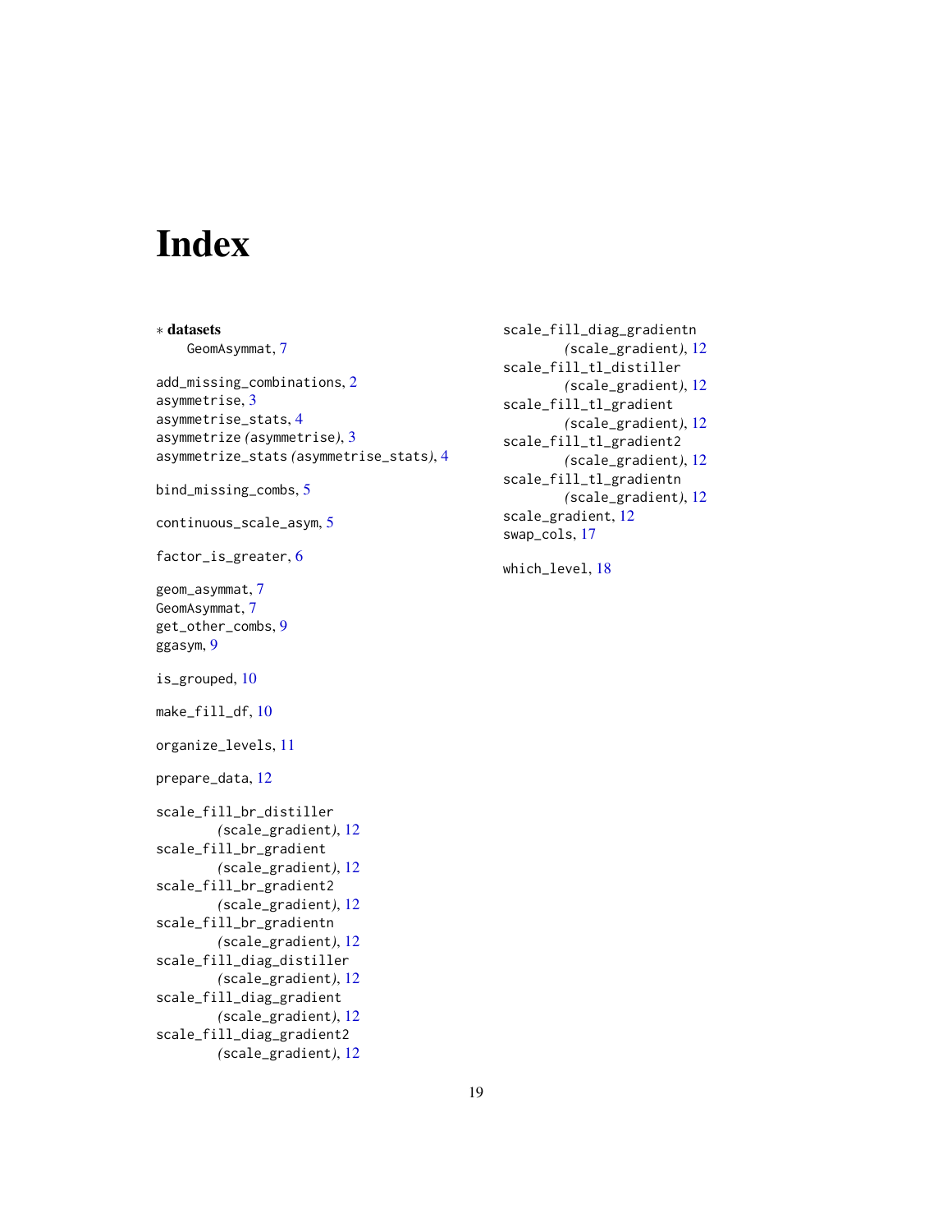# Index

* **datasets**
  GeomAsymmat, 7

add_missing_combinations, 2
asymmetrise, 3
asymmetrise_stats, 4
asymmetrize *(asymmetrise)*, 3
asymmetrize_stats *(asymmetrise_stats)*, 4

bind_missing_combs, 5

continuous_scale_asym, 5

factor_is_greater, 6

geom_asymmat, 7
GeomAsymmat, 7
get_other_combs, 9
ggasym, 9

is_grouped, 10

make_fill_df, 10

organize_levels, 11

prepare_data, 12

scale_fill_br_distiller *(scale_gradient)*, 12
scale_fill_br_gradient *(scale_gradient)*, 12
scale_fill_br_gradient2 *(scale_gradient)*, 12
scale_fill_br_gradientn *(scale_gradient)*, 12
scale_fill_diag_distiller *(scale_gradient)*, 12
scale_fill_diag_gradient *(scale_gradient)*, 12
scale_fill_diag_gradient2 *(scale_gradient)*, 12
scale_fill_diag_gradientn *(scale_gradient)*, 12
scale_fill_tl_distiller *(scale_gradient)*, 12
scale_fill_tl_gradient *(scale_gradient)*, 12
scale_fill_tl_gradient2 *(scale_gradient)*, 12
scale_fill_tl_gradientn *(scale_gradient)*, 12
scale_gradient, 12
swap_cols, 17

which_level, 18